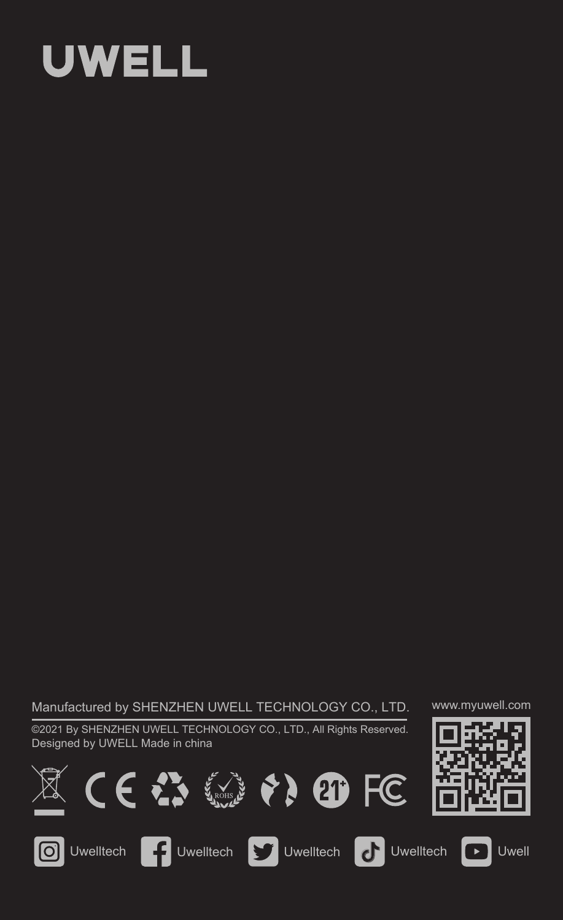# UWELL

Manufactured by SHENZHEN UWELL TECHNOLOGY CO., LTD.

©2021 By SHENZHEN UWELL TECHNOLOGY CO., LTD., All Rights Reserved.
Designed by UWELL Made in china

www.myuwell.com

Uwelltech Uwelltech Uwelltech Uwelltech Uwell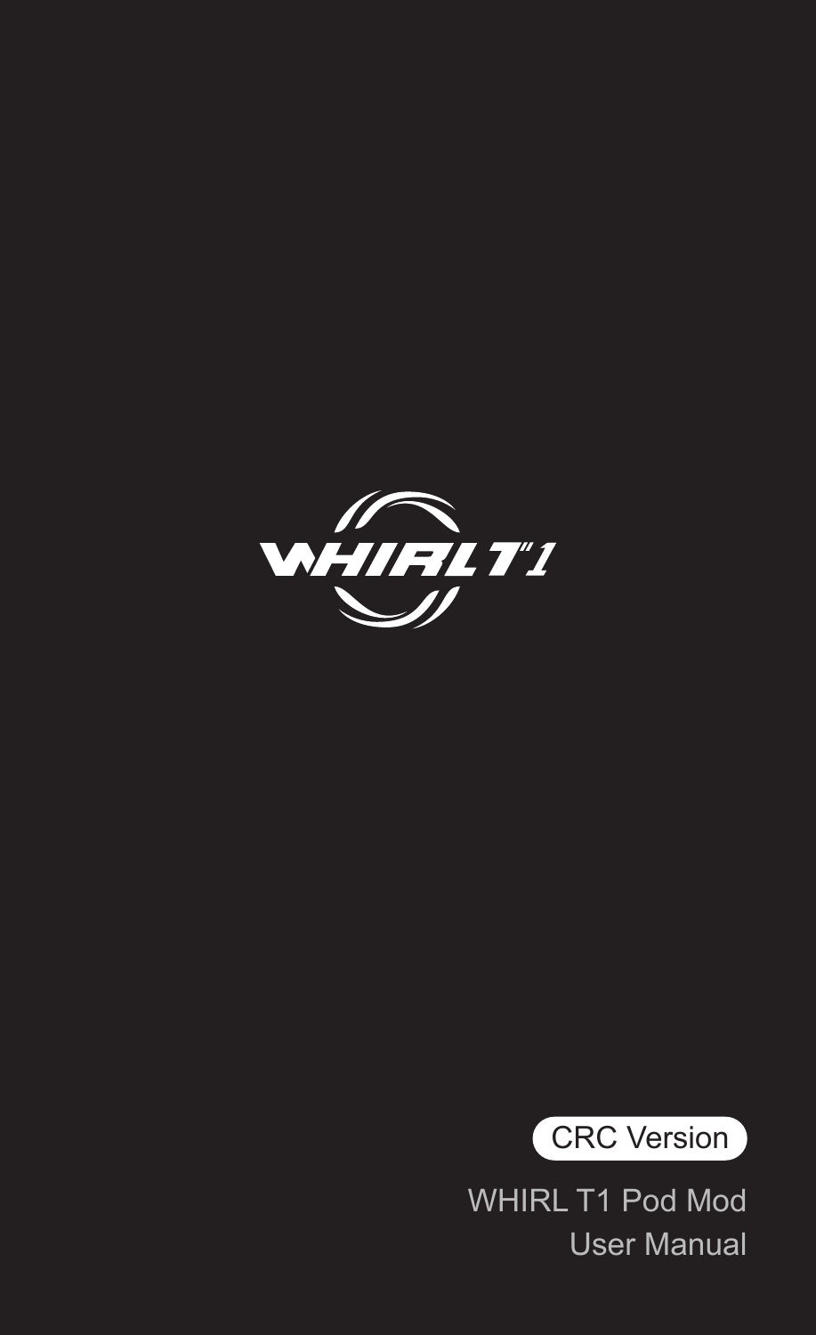WHIRL T1

CRC Version

WHIRL T1 Pod Mod

User Manual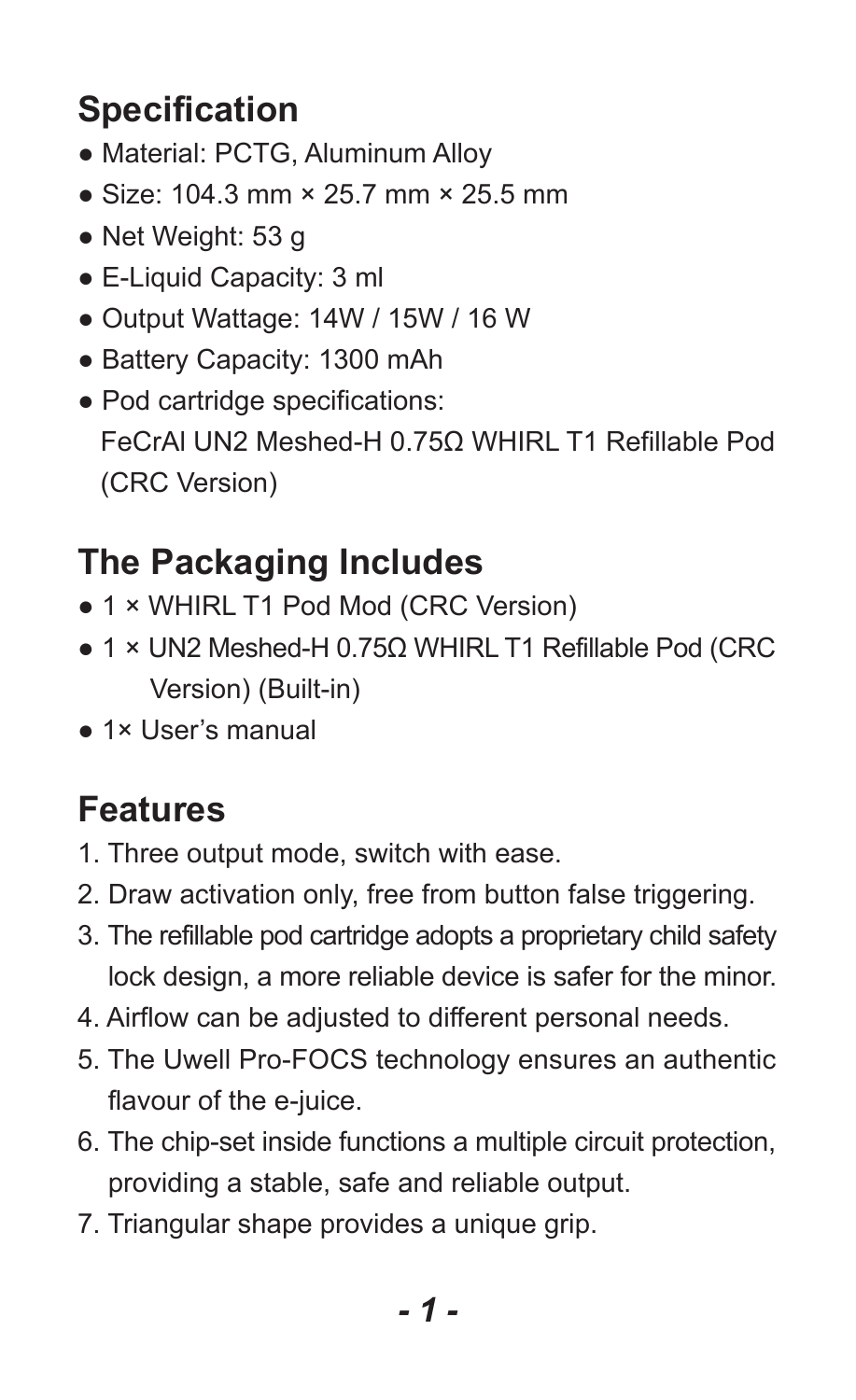## Specification

- Material: PCTG, Aluminum Alloy
- Size: 104.3 mm × 25.7 mm × 25.5 mm
- Net Weight: 53 g
- E-Liquid Capacity: 3 ml
- Output Wattage: 14W / 15W / 16 W
- Battery Capacity: 1300 mAh
- Pod cartridge specifications:
  FeCrAl UN2 Meshed-H 0.75Ω WHIRL T1 Refillable Pod (CRC Version)

## The Packaging Includes

- 1 × WHIRL T1 Pod Mod (CRC Version)
- 1 × UN2 Meshed-H 0.75Ω WHIRL T1 Refillable Pod (CRC Version) (Built-in)
- 1× User's manual

## Features

1. Three output mode, switch with ease.
2. Draw activation only, free from button false triggering.
3. The refillable pod cartridge adopts a proprietary child safety lock design, a more reliable device is safer for the minor.
4. Airflow can be adjusted to different personal needs.
5. The Uwell Pro-FOCS technology ensures an authentic flavour of the e-juice.
6. The chip-set inside functions a multiple circuit protection, providing a stable, safe and reliable output.
7. Triangular shape provides a unique grip.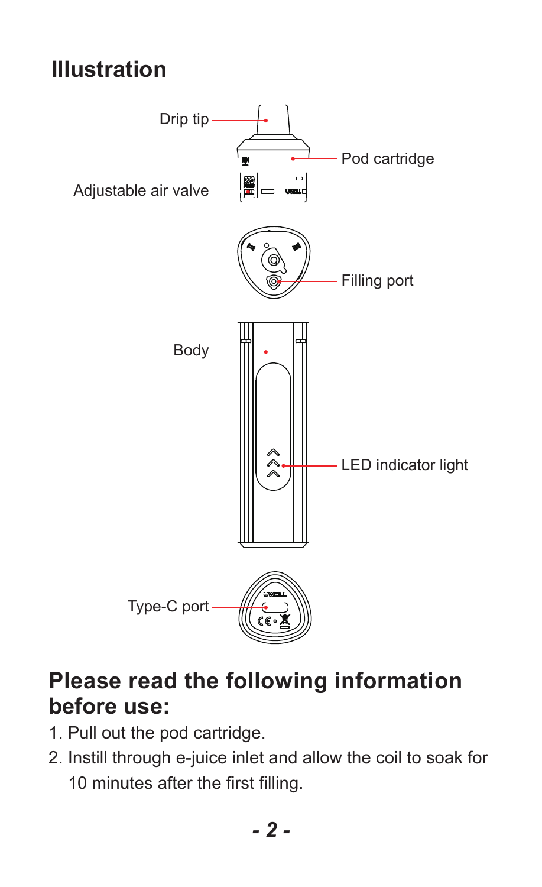## Illustration

Drip tip

Pod cartridge

Adjustable air valve

Filling port

Body

LED indicator light

Type-C port

## Please read the following information before use:

1. Pull out the pod cartridge.
2. Instill through e-juice inlet and allow the coil to soak for 10 minutes after the first filling.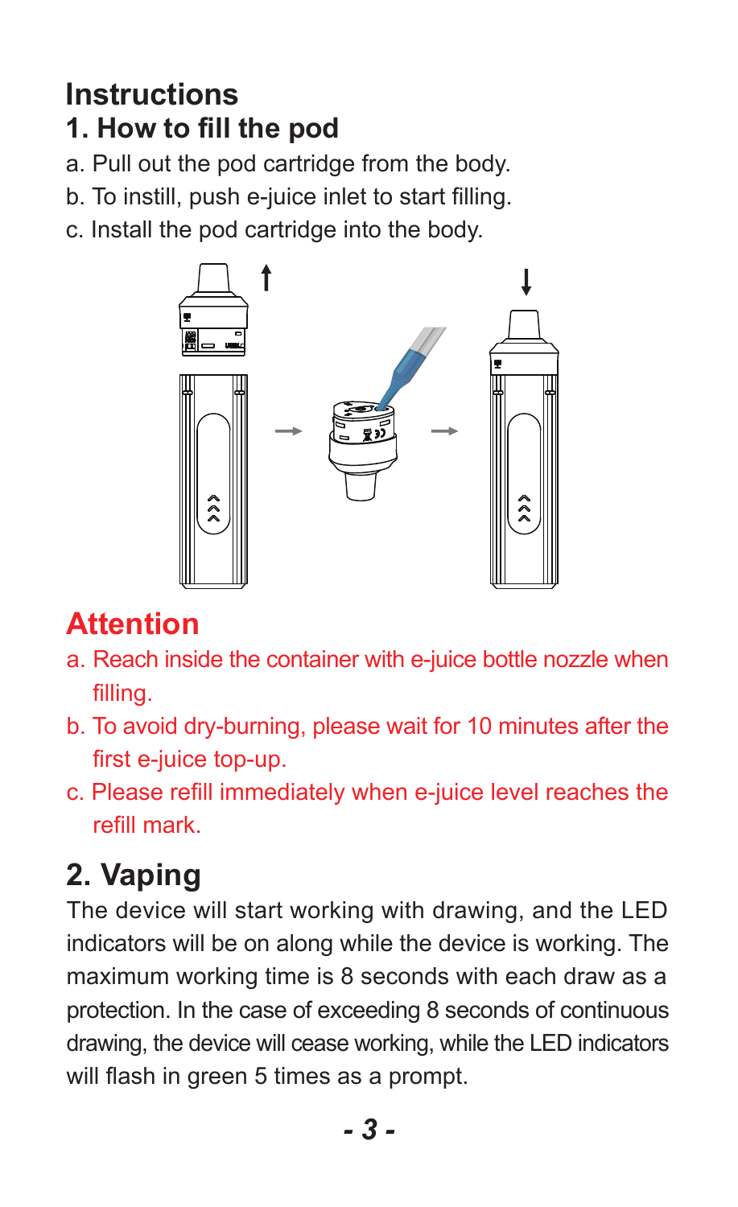# Instructions

## 1. How to fill the pod

a. Pull out the pod cartridge from the body.
b. To instill, push e-juice inlet to start filling.
c. Install the pod cartridge into the body.

## Attention

a. Reach inside the container with e-juice bottle nozzle when filling.
b. To avoid dry-burning, please wait for 10 minutes after the first e-juice top-up.
c. Please refill immediately when e-juice level reaches the refill mark.

## 2. Vaping

The device will start working with drawing, and the LED indicators will be on along while the device is working. The maximum working time is 8 seconds with each draw as a protection. In the case of exceeding 8 seconds of continuous drawing, the device will cease working, while the LED indicators will flash in green 5 times as a prompt.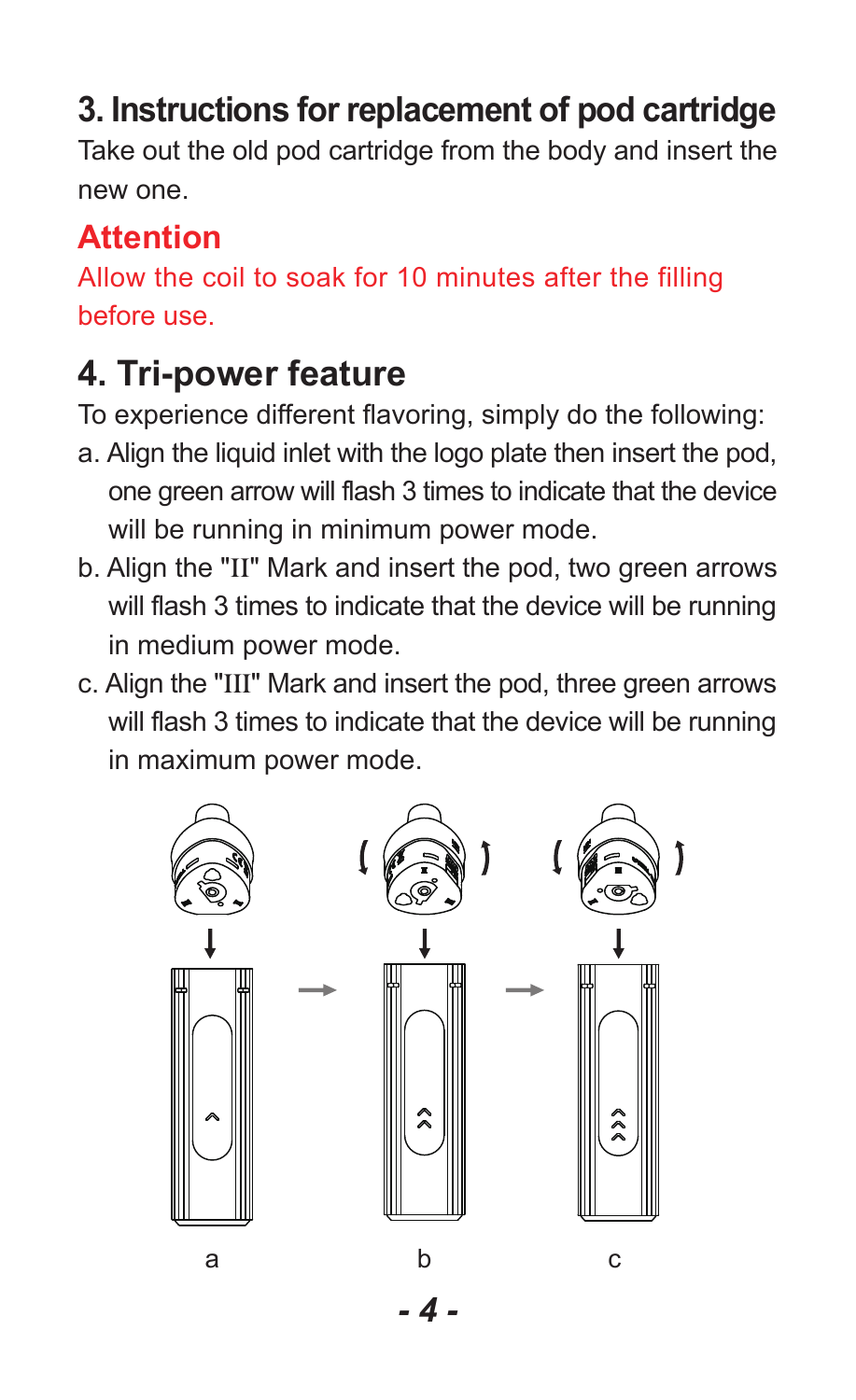## 3. Instructions for replacement of pod cartridge

Take out the old pod cartridge from the body and insert the new one.

### Attention

Allow the coil to soak for 10 minutes after the filling before use.

## 4. Tri-power feature

To experience different flavoring, simply do the following:

a. Align the liquid inlet with the logo plate then insert the pod, one green arrow will flash 3 times to indicate that the device will be running in minimum power mode.

b. Align the "II" Mark and insert the pod, two green arrows will flash 3 times to indicate that the device will be running in medium power mode.

c. Align the "III" Mark and insert the pod, three green arrows will flash 3 times to indicate that the device will be running in maximum power mode.

a b c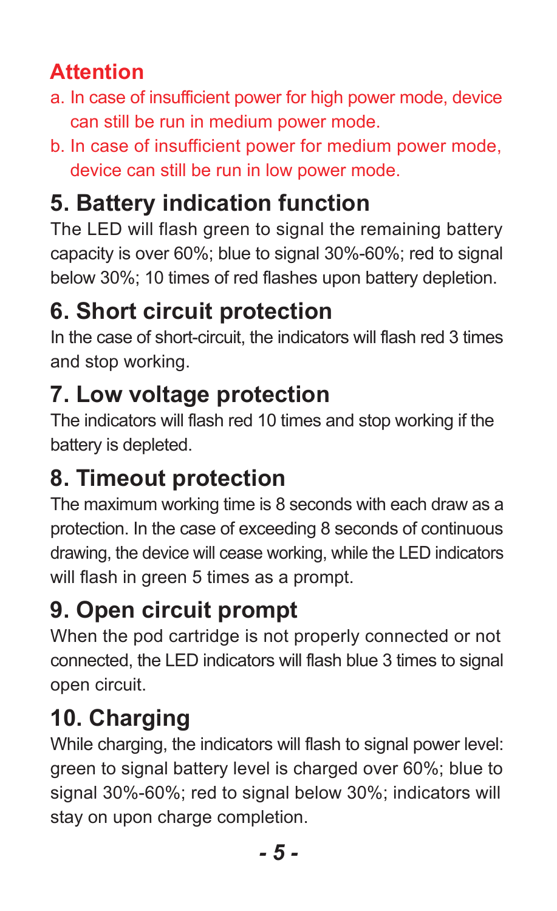## Attention

a. In case of insufficient power for high power mode, device can still be run in medium power mode.
b. In case of insufficient power for medium power mode, device can still be run in low power mode.

## 5. Battery indication function

The LED will flash green to signal the remaining battery capacity is over 60%; blue to signal 30%-60%; red to signal below 30%; 10 times of red flashes upon battery depletion.

## 6. Short circuit protection

In the case of short-circuit, the indicators will flash red 3 times and stop working.

## 7. Low voltage protection

The indicators will flash red 10 times and stop working if the battery is depleted.

## 8. Timeout protection

The maximum working time is 8 seconds with each draw as a protection. In the case of exceeding 8 seconds of continuous drawing, the device will cease working, while the LED indicators will flash in green 5 times as a prompt.

## 9. Open circuit prompt

When the pod cartridge is not properly connected or not connected, the LED indicators will flash blue 3 times to signal open circuit.

## 10. Charging

While charging, the indicators will flash to signal power level: green to signal battery level is charged over 60%; blue to signal 30%-60%; red to signal below 30%; indicators will stay on upon charge completion.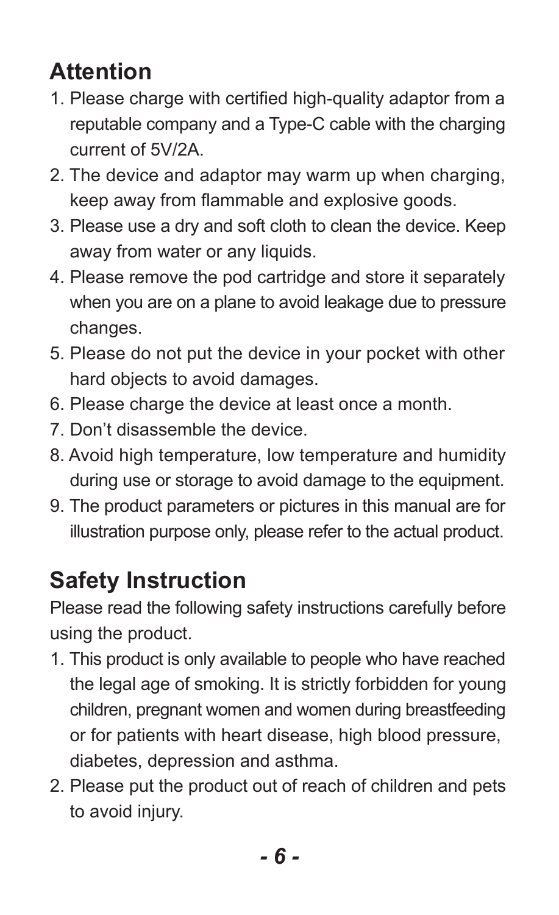## Attention

1. Please charge with certified high-quality adaptor from a reputable company and a Type-C cable with the charging current of 5V/2A.
2. The device and adaptor may warm up when charging, keep away from flammable and explosive goods.
3. Please use a dry and soft cloth to clean the device. Keep away from water or any liquids.
4. Please remove the pod cartridge and store it separately when you are on a plane to avoid leakage due to pressure changes.
5. Please do not put the device in your pocket with other hard objects to avoid damages.
6. Please charge the device at least once a month.
7. Don't disassemble the device.
8. Avoid high temperature, low temperature and humidity during use or storage to avoid damage to the equipment.
9. The product parameters or pictures in this manual are for illustration purpose only, please refer to the actual product.

## Safety Instruction

Please read the following safety instructions carefully before using the product.

1. This product is only available to people who have reached the legal age of smoking. It is strictly forbidden for young children, pregnant women and women during breastfeeding or for patients with heart disease, high blood pressure, diabetes, depression and asthma.
2. Please put the product out of reach of children and pets to avoid injury.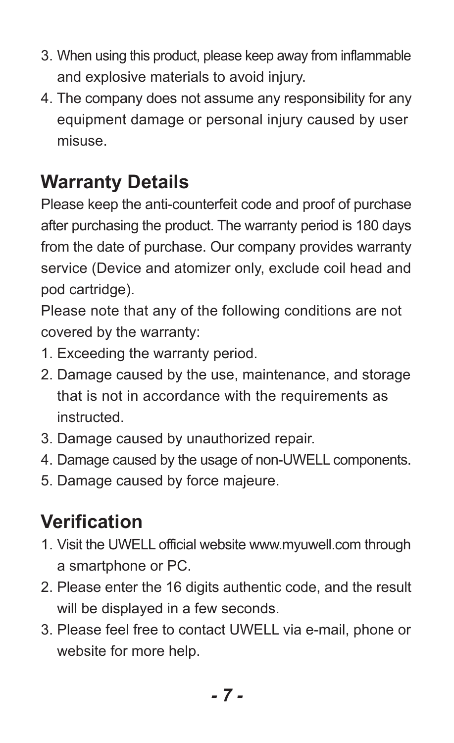3. When using this product, please keep away from inflammable and explosive materials to avoid injury.
4. The company does not assume any responsibility for any equipment damage or personal injury caused by user misuse.

## Warranty Details

Please keep the anti-counterfeit code and proof of purchase after purchasing the product. The warranty period is 180 days from the date of purchase. Our company provides warranty service (Device and atomizer only, exclude coil head and pod cartridge).

Please note that any of the following conditions are not covered by the warranty:

1. Exceeding the warranty period.
2. Damage caused by the use, maintenance, and storage that is not in accordance with the requirements as instructed.
3. Damage caused by unauthorized repair.
4. Damage caused by the usage of non-UWELL components.
5. Damage caused by force majeure.

## Verification

1. Visit the UWELL official website www.myuwell.com through a smartphone or PC.
2. Please enter the 16 digits authentic code, and the result will be displayed in a few seconds.
3. Please feel free to contact UWELL via e-mail, phone or website for more help.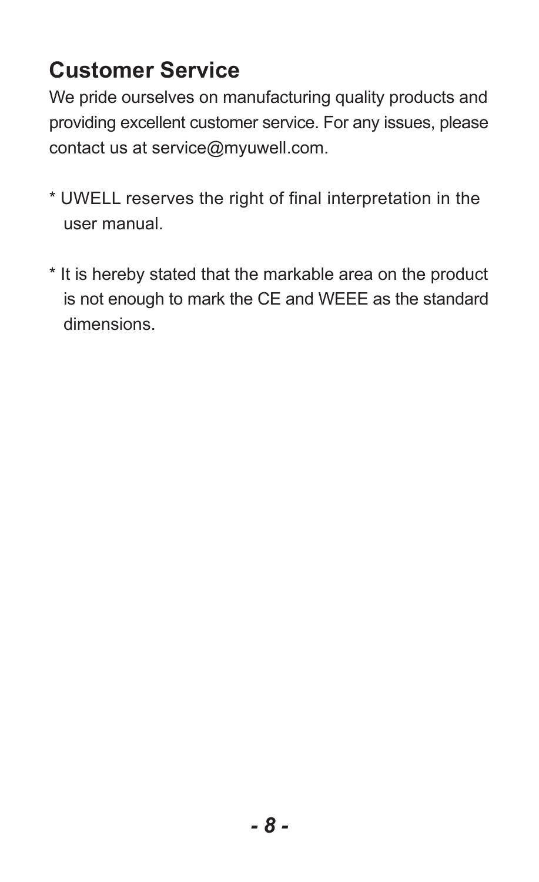## Customer Service

We pride ourselves on manufacturing quality products and providing excellent customer service. For any issues, please contact us at service@myuwell.com.

* UWELL reserves the right of final interpretation in the user manual.

* It is hereby stated that the markable area on the product is not enough to mark the CE and WEEE as the standard dimensions.